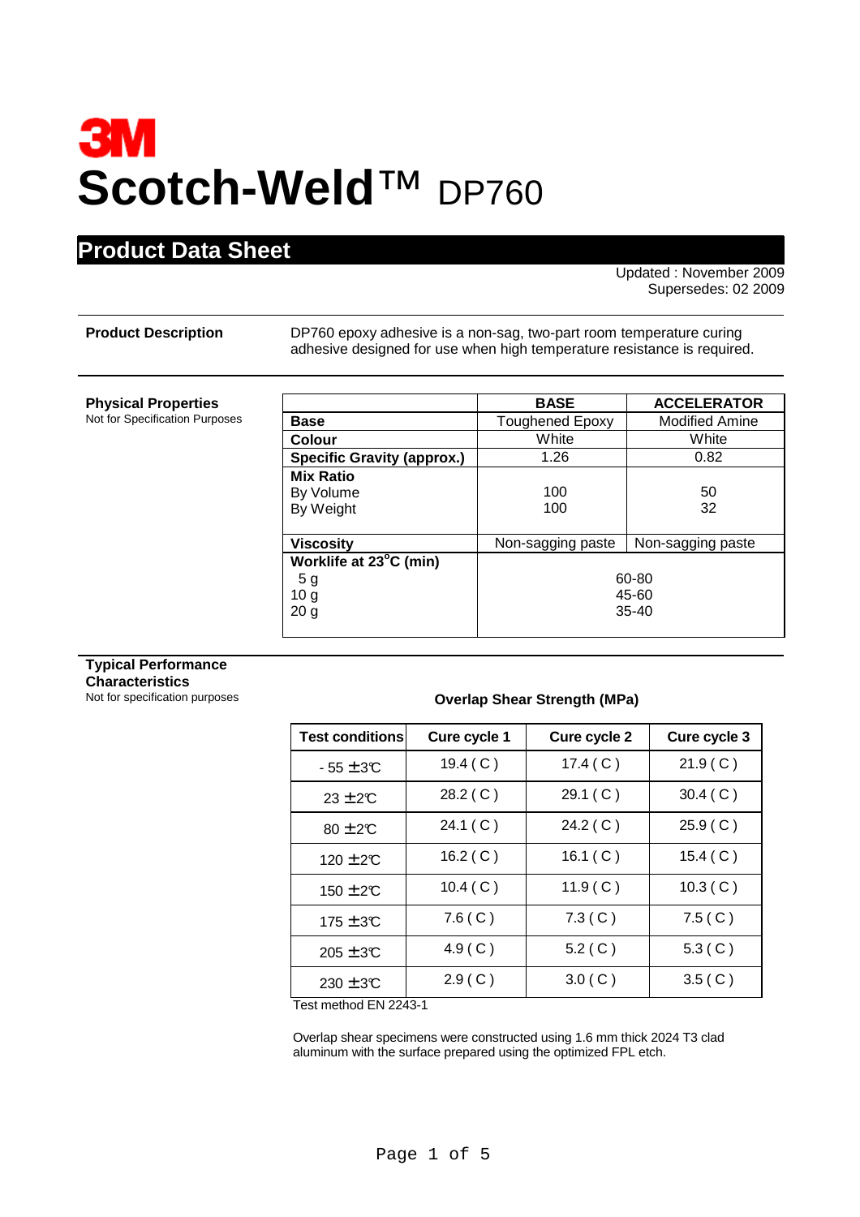# 3M

# Scotch-Weld™ DP760

## Product Data Sheet

Updated : November 2009
Supersedes: 02 2009

**Product Description**

DP760 epoxy adhesive is a non-sag, two-part room temperature curing adhesive designed for use when high temperature resistance is required.

**Physical Properties**
Not for Specification Purposes

| | BASE | ACCELERATOR |
|---|---|---|
| **Base** | Toughened Epoxy | Modified Amine |
| **Colour** | White | White |
| **Specific Gravity (approx.)** | 1.26 | 0.82 |
| **Mix Ratio** | | |
| By Volume | 100 | 50 |
| By Weight | 100 | 32 |
| **Viscosity** | Non-sagging paste | Non-sagging paste |
| **Worklife at 23°C (min)** | | |
| 5 g | 60-80 | |
| 10 g | 45-60 | |
| 20 g | 35-40 | |

**Typical Performance Characteristics**
Not for specification purposes

**Overlap Shear Strength (MPa)**

| Test conditions | Cure cycle 1 | Cure cycle 2 | Cure cycle 3 |
|---|---|---|---|
| - 55 ± 3°C | 19.4 ( C ) | 17.4 ( C ) | 21.9 ( C ) |
| 23 ± 2°C | 28.2 ( C ) | 29.1 ( C ) | 30.4 ( C ) |
| 80 ± 2°C | 24.1 ( C ) | 24.2 ( C ) | 25.9 ( C ) |
| 120 ± 2°C | 16.2 ( C ) | 16.1 ( C ) | 15.4 ( C ) |
| 150 ± 2°C | 10.4 ( C ) | 11.9 ( C ) | 10.3 ( C ) |
| 175 ± 3°C | 7.6 ( C ) | 7.3 ( C ) | 7.5 ( C ) |
| 205 ± 3°C | 4.9 ( C ) | 5.2 ( C ) | 5.3 ( C ) |
| 230 ± 3°C | 2.9 ( C ) | 3.0 ( C ) | 3.5 ( C ) |

Test method EN 2243-1

Overlap shear specimens were constructed using 1.6 mm thick 2024 T3 clad aluminum with the surface prepared using the optimized FPL etch.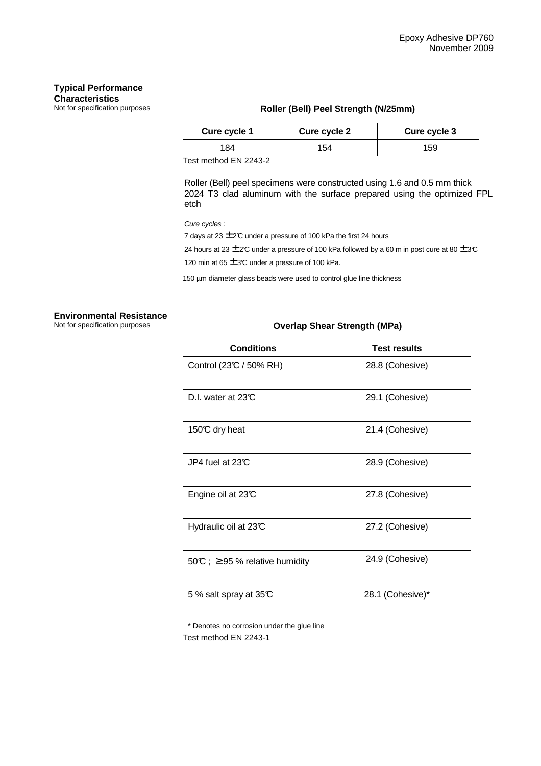## Typical Performance Characteristics

Not for specification purposes

**Roller (Bell) Peel Strength (N/25mm)**

| Cure cycle 1 | Cure cycle 2 | Cure cycle 3 |
|---|---|---|
| 184 | 154 | 159 |

Test method EN 2243-2

Roller (Bell) peel specimens were constructed using 1.6 and 0.5 mm thick 2024 T3 clad aluminum with the surface prepared using the optimized FPL etch

*Cure cycles :*

7 days at 23 ±2°C under a pressure of 100 kPa the first 24 hours

24 hours at 23 ±2°C under a pressure of 100 kPa followed by a 60 min post cure at 80 ±3°C

120 min at 65 ±3°C under a pressure of 100 kPa.

150 µm diameter glass beads were used to control glue line thickness

## Environmental Resistance

Not for specification purposes

**Overlap Shear Strength (MPa)**

| Conditions | Test results |
|---|---|
| Control (23°C / 50% RH) | 28.8 (Cohesive) |
| D.I. water at 23°C | 29.1 (Cohesive) |
| 150°C dry heat | 21.4 (Cohesive) |
| JP4 fuel at 23°C | 28.9 (Cohesive) |
| Engine oil at 23°C | 27.8 (Cohesive) |
| Hydraulic oil at 23°C | 27.2 (Cohesive) |
| 50°C ; ≥ 95 % relative humidity | 24.9 (Cohesive) |
| 5 % salt spray at 35°C | 28.1 (Cohesive)* |
| * Denotes no corrosion under the glue line | |

Test method EN 2243-1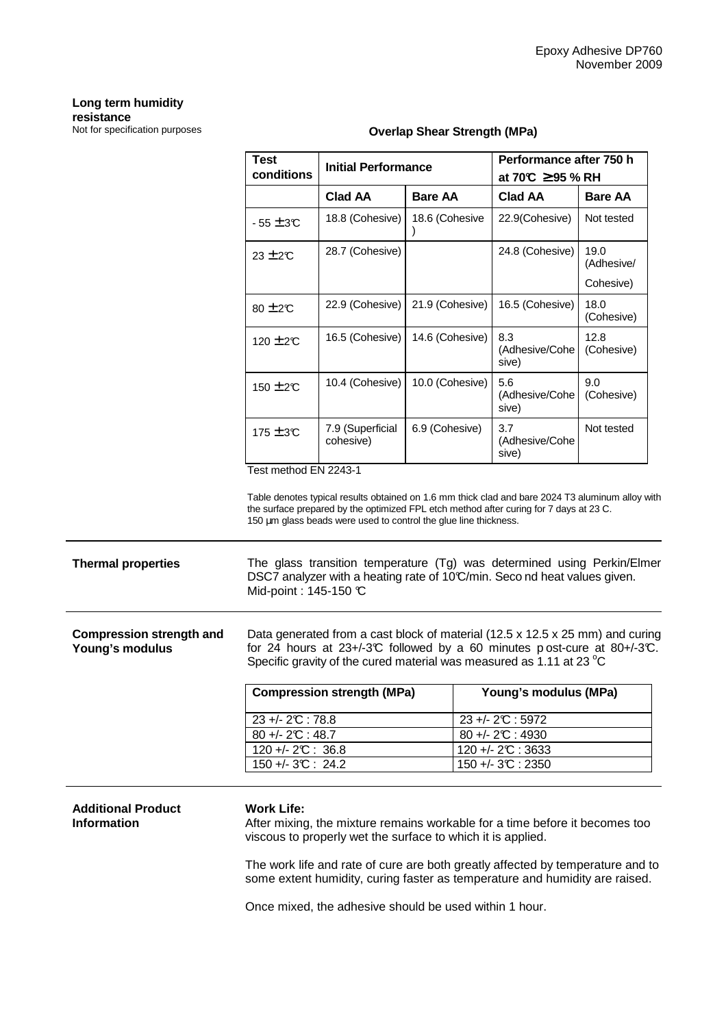## Long term humidity resistance

Not for specification purposes

**Overlap Shear Strength (MPa)**

| Test conditions | Initial Performance | | Performance after 750 h at 70°C ≥ 95 % RH | |
|---|---|---|---|---|
| | **Clad AA** | **Bare AA** | **Clad AA** | **Bare AA** |
| - 55 ± 3°C | 18.8 (Cohesive) | 18.6 (Cohesive) | 22.9(Cohesive) | Not tested |
| 23 ± 2°C | 28.7 (Cohesive) | | 24.8 (Cohesive) | 19.0 (Adhesive/ Cohesive) |
| 80 ± 2°C | 22.9 (Cohesive) | 21.9 (Cohesive) | 16.5 (Cohesive) | 18.0 (Cohesive) |
| 120 ± 2°C | 16.5 (Cohesive) | 14.6 (Cohesive) | 8.3 (Adhesive/Cohesive) | 12.8 (Cohesive) |
| 150 ± 2°C | 10.4 (Cohesive) | 10.0 (Cohesive) | 5.6 (Adhesive/Cohesive) | 9.0 (Cohesive) |
| 175 ± 3°C | 7.9 (Superficial cohesive) | 6.9 (Cohesive) | 3.7 (Adhesive/Cohesive) | Not tested |

Test method EN 2243-1

Table denotes typical results obtained on 1.6 mm thick clad and bare 2024 T3 aluminum alloy with the surface prepared by the optimized FPL etch method after curing for 7 days at 23 C. 150 µm glass beads were used to control the glue line thickness.

## Thermal properties

The glass transition temperature (Tg) was determined using Perkin/Elmer DSC7 analyzer with a heating rate of 10°C/min. Second heat values given. Mid-point : 145-150 °C

## Compression strength and Young's modulus

Data generated from a cast block of material (12.5 x 12.5 x 25 mm) and curing for 24 hours at 23+/-3°C followed by a 60 minutes post-cure at 80+/-3°C. Specific gravity of the cured material was measured as 1.11 at 23 °C

| Compression strength (MPa) | Young's modulus (MPa) |
|---|---|
| 23 +/- 2°C : 78.8 | 23 +/- 2°C : 5972 |
| 80 +/- 2°C : 48.7 | 80 +/- 2°C : 4930 |
| 120 +/- 2°C : 36.8 | 120 +/- 2°C : 3633 |
| 150 +/- 3°C : 24.2 | 150 +/- 3°C : 2350 |

## Additional Product Information

**Work Life:**
After mixing, the mixture remains workable for a time before it becomes too viscous to properly wet the surface to which it is applied.

The work life and rate of cure are both greatly affected by temperature and to some extent humidity, curing faster as temperature and humidity are raised.

Once mixed, the adhesive should be used within 1 hour.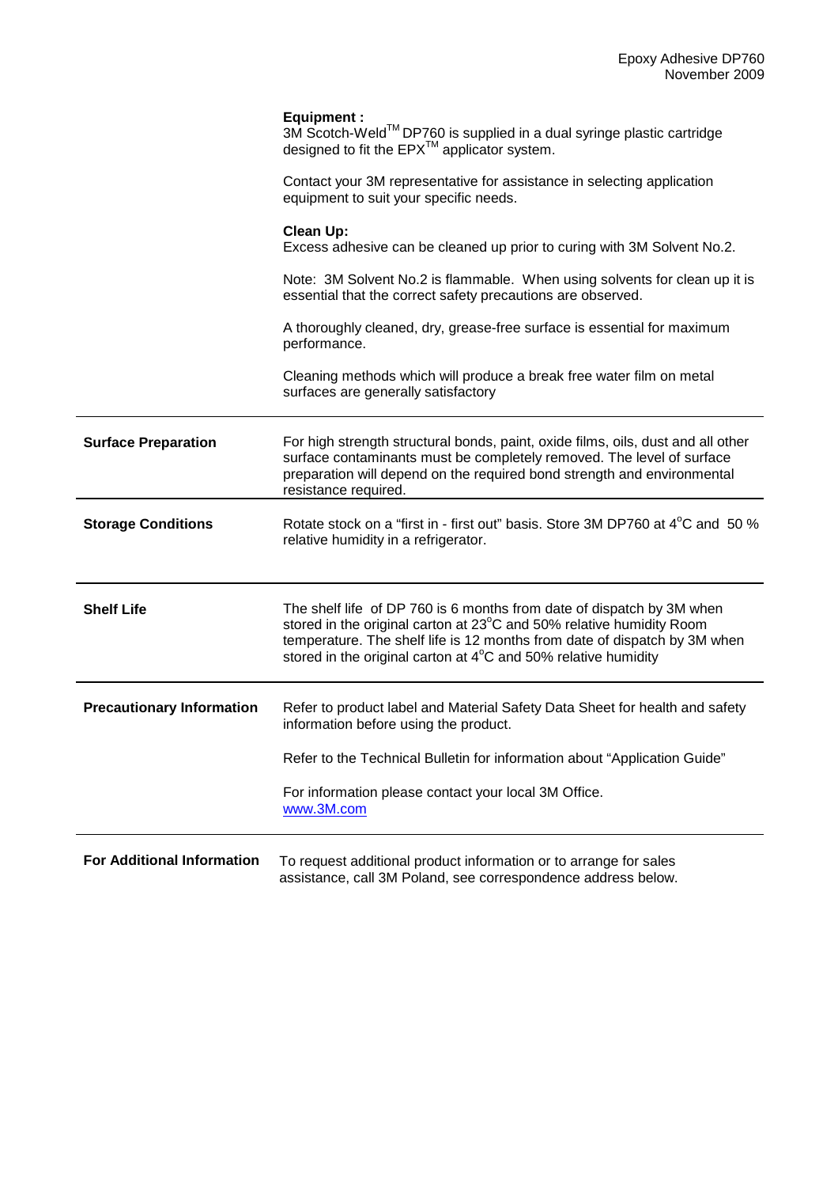**Equipment :**
3M Scotch-Weld™ DP760 is supplied in a dual syringe plastic cartridge designed to fit the EPX™ applicator system.

Contact your 3M representative for assistance in selecting application equipment to suit your specific needs.

**Clean Up:**
Excess adhesive can be cleaned up prior to curing with 3M Solvent No.2.

Note: 3M Solvent No.2 is flammable. When using solvents for clean up it is essential that the correct safety precautions are observed.

A thoroughly cleaned, dry, grease-free surface is essential for maximum performance.

Cleaning methods which will produce a break free water film on metal surfaces are generally satisfactory

| | |
|---|---|
| **Surface Preparation** | For high strength structural bonds, paint, oxide films, oils, dust and all other surface contaminants must be completely removed. The level of surface preparation will depend on the required bond strength and environmental resistance required. |
| **Storage Conditions** | Rotate stock on a "first in - first out" basis. Store 3M DP760 at 4°C and 50 % relative humidity in a refrigerator. |
| **Shelf Life** | The shelf life of DP 760 is 6 months from date of dispatch by 3M when stored in the original carton at 23°C and 50% relative humidity Room temperature. The shelf life is 12 months from date of dispatch by 3M when stored in the original carton at 4°C and 50% relative humidity |
| **Precautionary Information** | Refer to product label and Material Safety Data Sheet for health and safety information before using the product.<br><br>Refer to the Technical Bulletin for information about "Application Guide"<br><br>For information please contact your local 3M Office.<br>www.3M.com |
| **For Additional Information** | To request additional product information or to arrange for sales assistance, call 3M Poland, see correspondence address below. |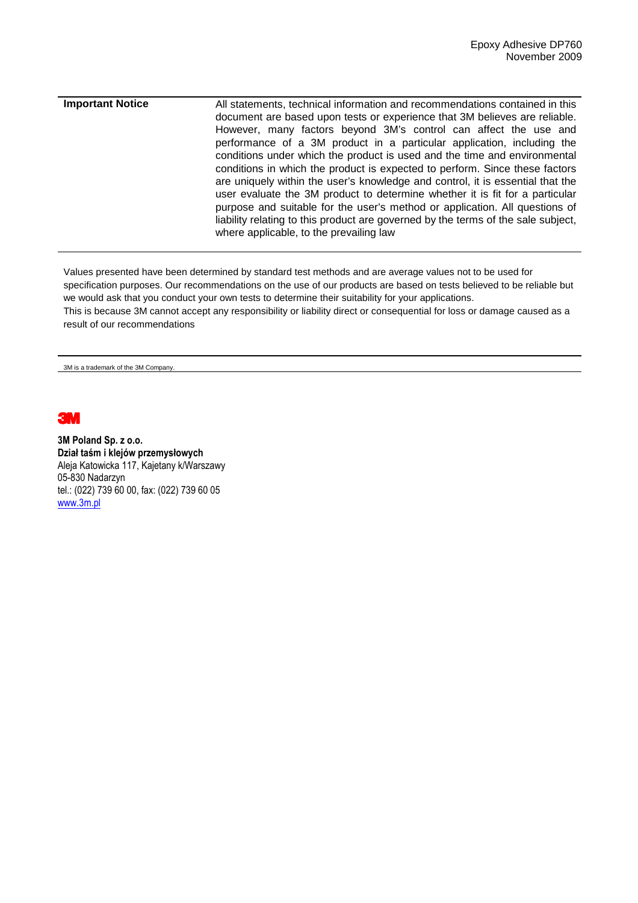| | |
|---|---|
| **Important Notice** | All statements, technical information and recommendations contained in this document are based upon tests or experience that 3M believes are reliable. However, many factors beyond 3M's control can affect the use and performance of a 3M product in a particular application, including the conditions under which the product is used and the time and environmental conditions in which the product is expected to perform. Since these factors are uniquely within the user's knowledge and control, it is essential that the user evaluate the 3M product to determine whether it is fit for a particular purpose and suitable for the user's method or application. All questions of liability relating to this product are governed by the terms of the sale subject, where applicable, to the prevailing law |

Values presented have been determined by standard test methods and are average values not to be used for specification purposes. Our recommendations on the use of our products are based on tests believed to be reliable but we would ask that you conduct your own tests to determine their suitability for your applications.
This is because 3M cannot accept any responsibility or liability direct or consequential for loss or damage caused as a result of our recommendations

3M is a trademark of the 3M Company.

3M

**3M Poland Sp. z o.o.**
**Dział taśm i klejów przemysłowych**
Aleja Katowicka 117, Kajetany k/Warszawy
05-830 Nadarzyn
tel.: (022) 739 60 00, fax: (022) 739 60 05
www.3m.pl